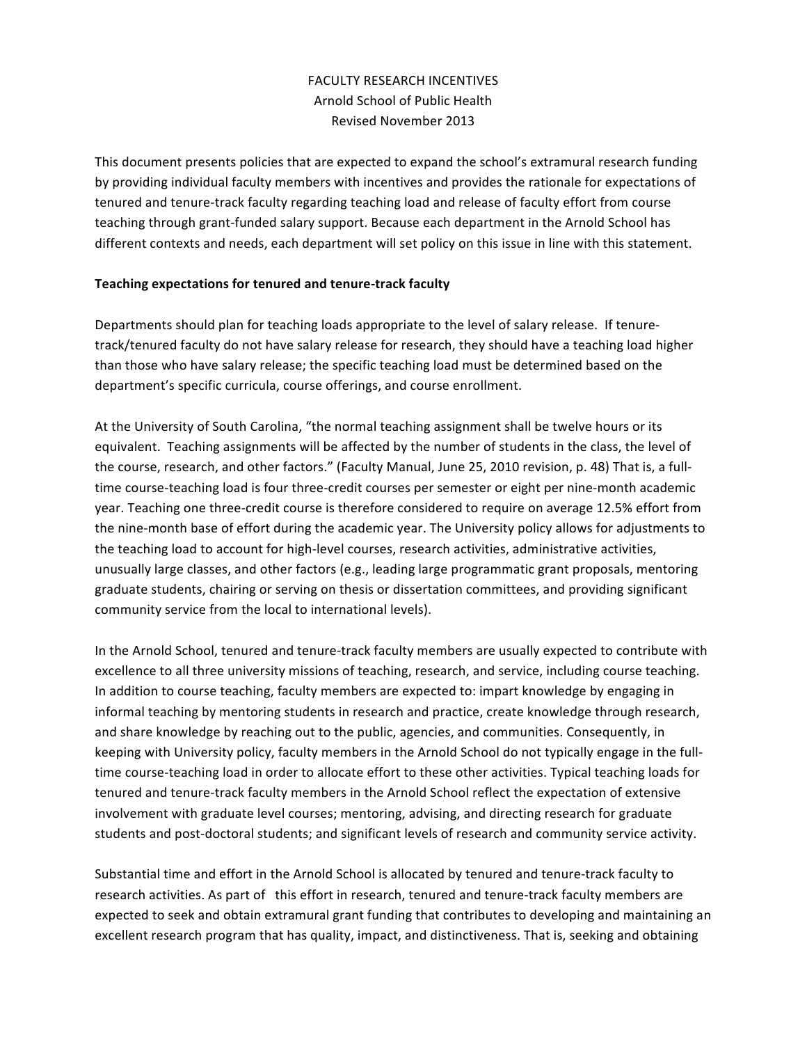FACULTY RESEARCH INCENTIVES
Arnold School of Public Health
Revised November 2013

This document presents policies that are expected to expand the school's extramural research funding by providing individual faculty members with incentives and provides the rationale for expectations of tenured and tenure-track faculty regarding teaching load and release of faculty effort from course teaching through grant-funded salary support. Because each department in the Arnold School has different contexts and needs, each department will set policy on this issue in line with this statement.

**Teaching expectations for tenured and tenure-track faculty**

Departments should plan for teaching loads appropriate to the level of salary release. If tenure-track/tenured faculty do not have salary release for research, they should have a teaching load higher than those who have salary release; the specific teaching load must be determined based on the department's specific curricula, course offerings, and course enrollment.

At the University of South Carolina, "the normal teaching assignment shall be twelve hours or its equivalent. Teaching assignments will be affected by the number of students in the class, the level of the course, research, and other factors." (Faculty Manual, June 25, 2010 revision, p. 48) That is, a full-time course-teaching load is four three-credit courses per semester or eight per nine-month academic year. Teaching one three-credit course is therefore considered to require on average 12.5% effort from the nine-month base of effort during the academic year. The University policy allows for adjustments to the teaching load to account for high-level courses, research activities, administrative activities, unusually large classes, and other factors (e.g., leading large programmatic grant proposals, mentoring graduate students, chairing or serving on thesis or dissertation committees, and providing significant community service from the local to international levels).

In the Arnold School, tenured and tenure-track faculty members are usually expected to contribute with excellence to all three university missions of teaching, research, and service, including course teaching. In addition to course teaching, faculty members are expected to: impart knowledge by engaging in informal teaching by mentoring students in research and practice, create knowledge through research, and share knowledge by reaching out to the public, agencies, and communities. Consequently, in keeping with University policy, faculty members in the Arnold School do not typically engage in the full-time course-teaching load in order to allocate effort to these other activities. Typical teaching loads for tenured and tenure-track faculty members in the Arnold School reflect the expectation of extensive involvement with graduate level courses; mentoring, advising, and directing research for graduate students and post-doctoral students; and significant levels of research and community service activity.

Substantial time and effort in the Arnold School is allocated by tenured and tenure-track faculty to research activities. As part of this effort in research, tenured and tenure-track faculty members are expected to seek and obtain extramural grant funding that contributes to developing and maintaining an excellent research program that has quality, impact, and distinctiveness. That is, seeking and obtaining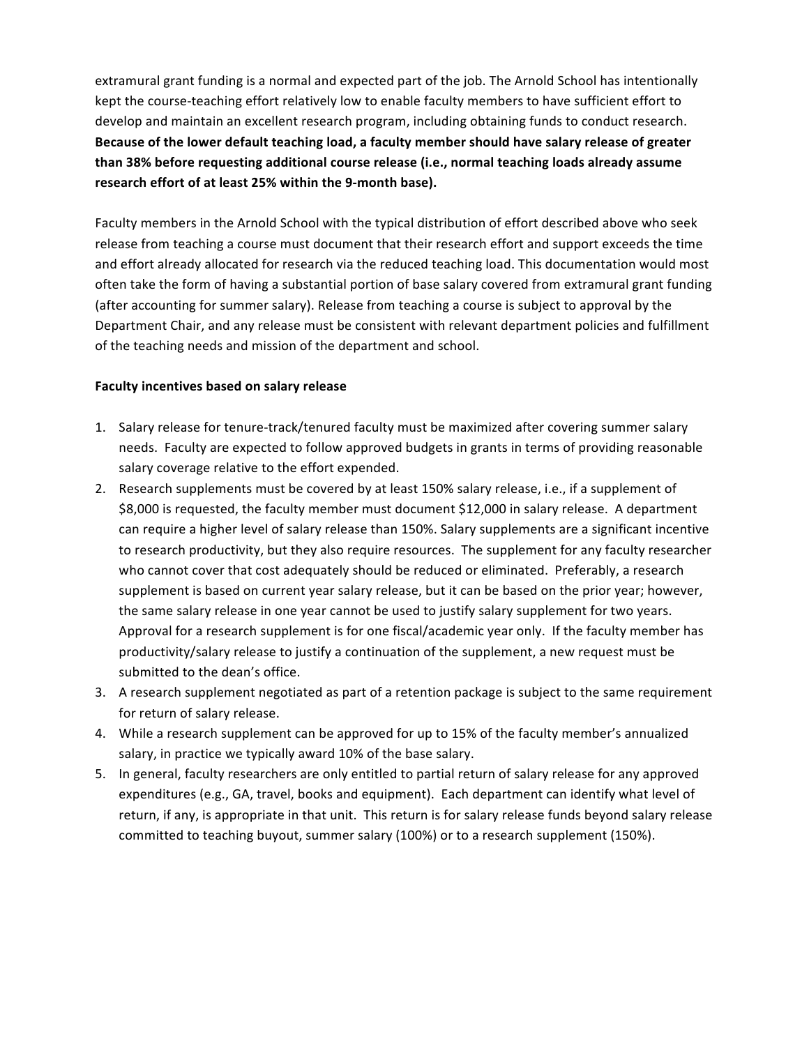extramural grant funding is a normal and expected part of the job. The Arnold School has intentionally kept the course-teaching effort relatively low to enable faculty members to have sufficient effort to develop and maintain an excellent research program, including obtaining funds to conduct research. **Because of the lower default teaching load, a faculty member should have salary release of greater than 38% before requesting additional course release (i.e., normal teaching loads already assume research effort of at least 25% within the 9-month base).**

Faculty members in the Arnold School with the typical distribution of effort described above who seek release from teaching a course must document that their research effort and support exceeds the time and effort already allocated for research via the reduced teaching load. This documentation would most often take the form of having a substantial portion of base salary covered from extramural grant funding (after accounting for summer salary). Release from teaching a course is subject to approval by the Department Chair, and any release must be consistent with relevant department policies and fulfillment of the teaching needs and mission of the department and school.

**Faculty incentives based on salary release**

1. Salary release for tenure-track/tenured faculty must be maximized after covering summer salary needs. Faculty are expected to follow approved budgets in grants in terms of providing reasonable salary coverage relative to the effort expended.
2. Research supplements must be covered by at least 150% salary release, i.e., if a supplement of $8,000 is requested, the faculty member must document $12,000 in salary release. A department can require a higher level of salary release than 150%. Salary supplements are a significant incentive to research productivity, but they also require resources. The supplement for any faculty researcher who cannot cover that cost adequately should be reduced or eliminated. Preferably, a research supplement is based on current year salary release, but it can be based on the prior year; however, the same salary release in one year cannot be used to justify salary supplement for two years. Approval for a research supplement is for one fiscal/academic year only. If the faculty member has productivity/salary release to justify a continuation of the supplement, a new request must be submitted to the dean's office.
3. A research supplement negotiated as part of a retention package is subject to the same requirement for return of salary release.
4. While a research supplement can be approved for up to 15% of the faculty member's annualized salary, in practice we typically award 10% of the base salary.
5. In general, faculty researchers are only entitled to partial return of salary release for any approved expenditures (e.g., GA, travel, books and equipment). Each department can identify what level of return, if any, is appropriate in that unit. This return is for salary release funds beyond salary release committed to teaching buyout, summer salary (100%) or to a research supplement (150%).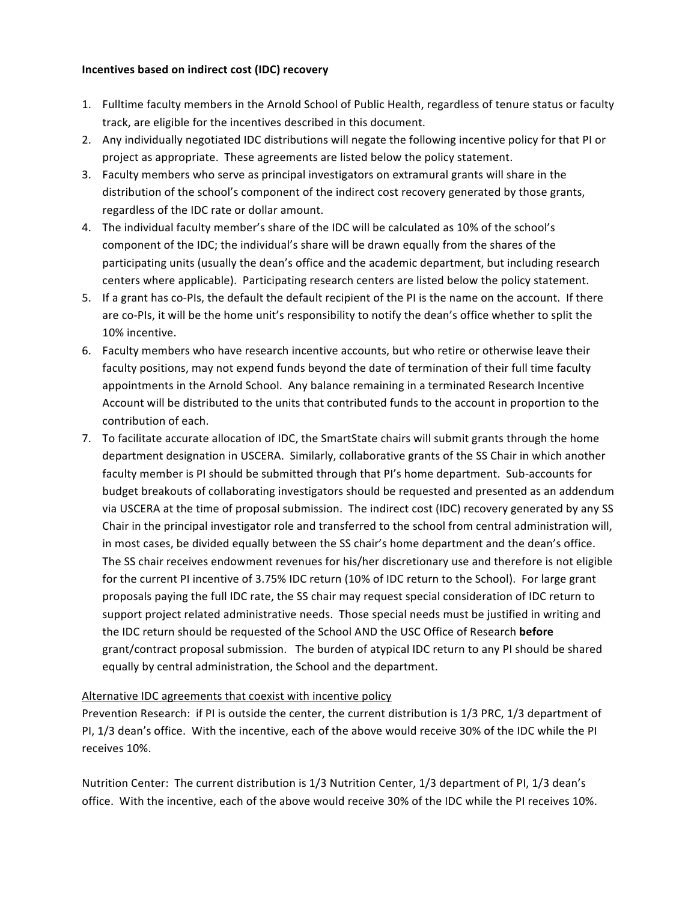**Incentives based on indirect cost (IDC) recovery**

1. Fulltime faculty members in the Arnold School of Public Health, regardless of tenure status or faculty track, are eligible for the incentives described in this document.
2. Any individually negotiated IDC distributions will negate the following incentive policy for that PI or project as appropriate. These agreements are listed below the policy statement.
3. Faculty members who serve as principal investigators on extramural grants will share in the distribution of the school's component of the indirect cost recovery generated by those grants, regardless of the IDC rate or dollar amount.
4. The individual faculty member's share of the IDC will be calculated as 10% of the school's component of the IDC; the individual's share will be drawn equally from the shares of the participating units (usually the dean's office and the academic department, but including research centers where applicable). Participating research centers are listed below the policy statement.
5. If a grant has co-PIs, the default the default recipient of the PI is the name on the account. If there are co-PIs, it will be the home unit's responsibility to notify the dean's office whether to split the 10% incentive.
6. Faculty members who have research incentive accounts, but who retire or otherwise leave their faculty positions, may not expend funds beyond the date of termination of their full time faculty appointments in the Arnold School. Any balance remaining in a terminated Research Incentive Account will be distributed to the units that contributed funds to the account in proportion to the contribution of each.
7. To facilitate accurate allocation of IDC, the SmartState chairs will submit grants through the home department designation in USCERA. Similarly, collaborative grants of the SS Chair in which another faculty member is PI should be submitted through that PI's home department. Sub-accounts for budget breakouts of collaborating investigators should be requested and presented as an addendum via USCERA at the time of proposal submission. The indirect cost (IDC) recovery generated by any SS Chair in the principal investigator role and transferred to the school from central administration will, in most cases, be divided equally between the SS chair's home department and the dean's office. The SS chair receives endowment revenues for his/her discretionary use and therefore is not eligible for the current PI incentive of 3.75% IDC return (10% of IDC return to the School). For large grant proposals paying the full IDC rate, the SS chair may request special consideration of IDC return to support project related administrative needs. Those special needs must be justified in writing and the IDC return should be requested of the School AND the USC Office of Research **before** grant/contract proposal submission. The burden of atypical IDC return to any PI should be shared equally by central administration, the School and the department.

<u>Alternative IDC agreements that coexist with incentive policy</u>

Prevention Research: if PI is outside the center, the current distribution is 1/3 PRC, 1/3 department of PI, 1/3 dean's office. With the incentive, each of the above would receive 30% of the IDC while the PI receives 10%.

Nutrition Center: The current distribution is 1/3 Nutrition Center, 1/3 department of PI, 1/3 dean's office. With the incentive, each of the above would receive 30% of the IDC while the PI receives 10%.